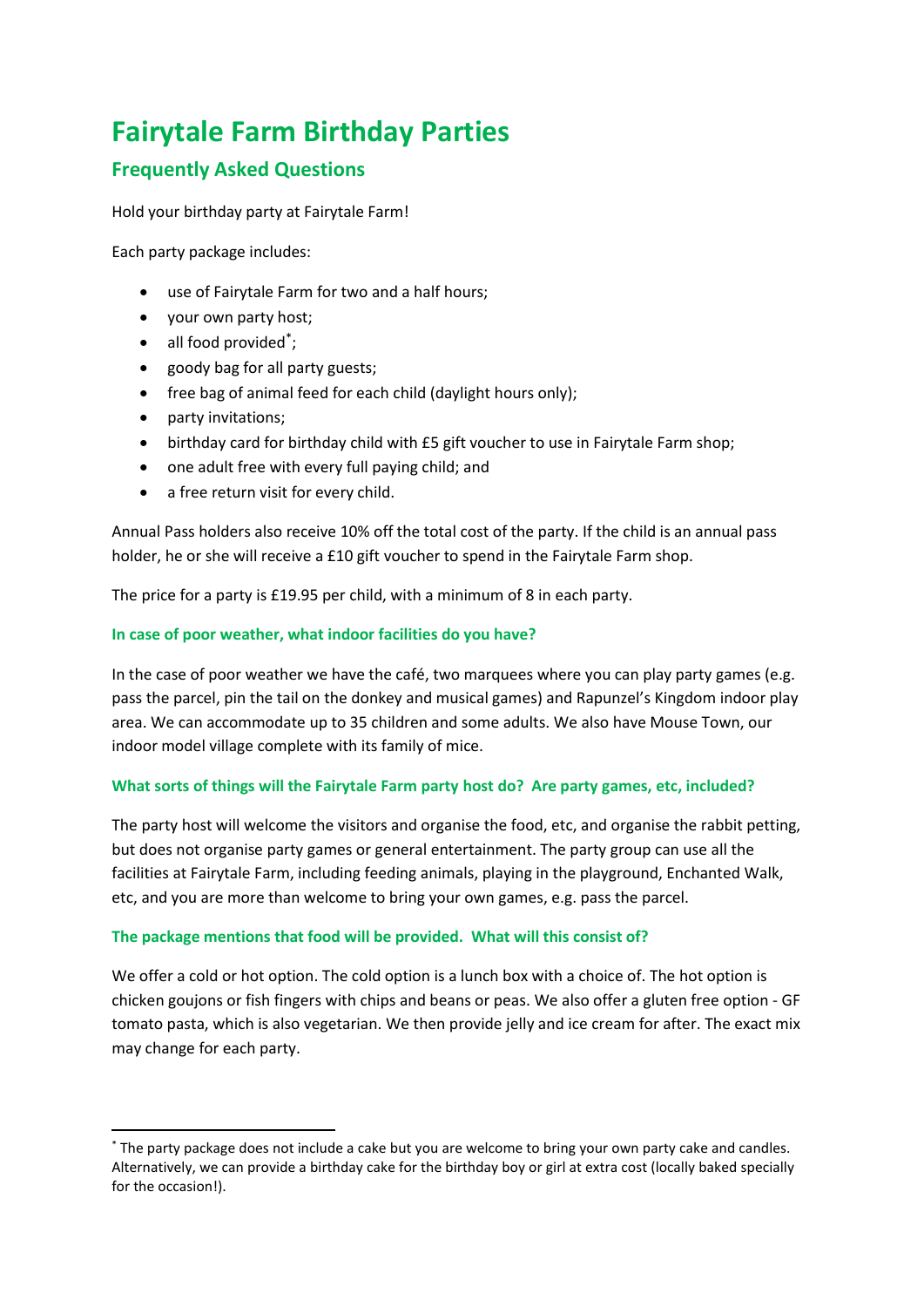# Fairytale Farm Birthday Parties

## Frequently Asked Questions

Hold your birthday party at Fairytale Farm!

Each party package includes:

- use of Fairytale Farm for two and a half hours;
- your own party host;
- all food provided*;
- goody bag for all party guests;
- free bag of animal feed for each child (daylight hours only);
- party invitations;
- birthday card for birthday child with £5 gift voucher to use in Fairytale Farm shop;
- one adult free with every full paying child; and
- a free return visit for every child.

Annual Pass holders also receive 10% off the total cost of the party. If the child is an annual pass holder, he or she will receive a £10 gift voucher to spend in the Fairytale Farm shop.

The price for a party is £19.95 per child, with a minimum of 8 in each party.

### In case of poor weather, what indoor facilities do you have?

In the case of poor weather we have the café, two marquees where you can play party games (e.g. pass the parcel, pin the tail on the donkey and musical games) and Rapunzel's Kingdom indoor play area. We can accommodate up to 35 children and some adults. We also have Mouse Town, our indoor model village complete with its family of mice.

### What sorts of things will the Fairytale Farm party host do? Are party games, etc, included?

The party host will welcome the visitors and organise the food, etc, and organise the rabbit petting, but does not organise party games or general entertainment. The party group can use all the facilities at Fairytale Farm, including feeding animals, playing in the playground, Enchanted Walk, etc, and you are more than welcome to bring your own games, e.g. pass the parcel.

### The package mentions that food will be provided. What will this consist of?

We offer a cold or hot option. The cold option is a lunch box with a choice of. The hot option is chicken goujons or fish fingers with chips and beans or peas. We also offer a gluten free option - GF tomato pasta, which is also vegetarian. We then provide jelly and ice cream for after. The exact mix may change for each party.

---

* The party package does not include a cake but you are welcome to bring your own party cake and candles. Alternatively, we can provide a birthday cake for the birthday boy or girl at extra cost (locally baked specially for the occasion!).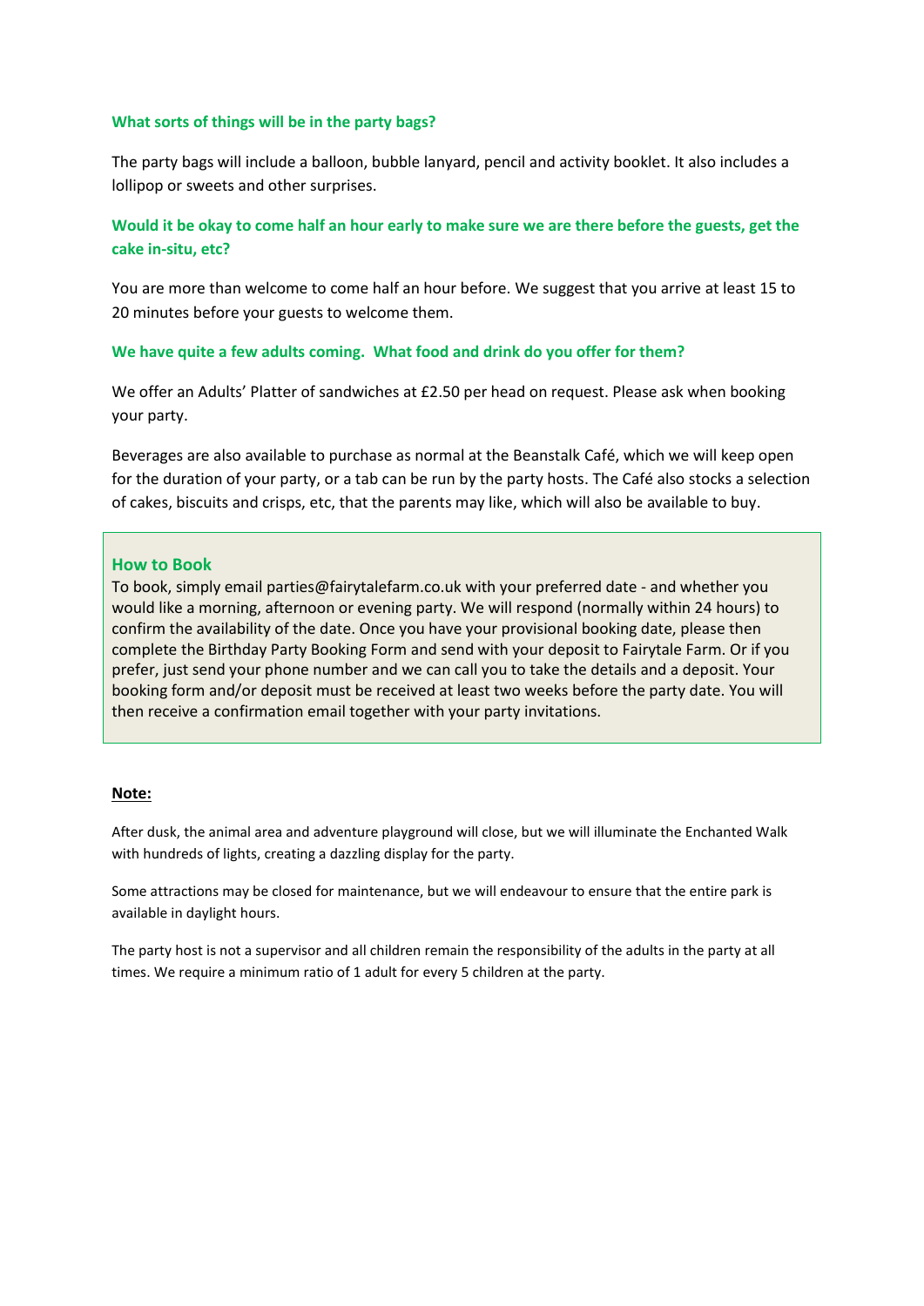**What sorts of things will be in the party bags?**

The party bags will include a balloon, bubble lanyard, pencil and activity booklet. It also includes a lollipop or sweets and other surprises.

**Would it be okay to come half an hour early to make sure we are there before the guests, get the cake in-situ, etc?**

You are more than welcome to come half an hour before. We suggest that you arrive at least 15 to 20 minutes before your guests to welcome them.

**We have quite a few adults coming. What food and drink do you offer for them?**

We offer an Adults' Platter of sandwiches at £2.50 per head on request. Please ask when booking your party.

Beverages are also available to purchase as normal at the Beanstalk Café, which we will keep open for the duration of your party, or a tab can be run by the party hosts. The Café also stocks a selection of cakes, biscuits and crisps, etc, that the parents may like, which will also be available to buy.

## How to Book

To book, simply email parties@fairytalefarm.co.uk with your preferred date - and whether you would like a morning, afternoon or evening party. We will respond (normally within 24 hours) to confirm the availability of the date. Once you have your provisional booking date, please then complete the Birthday Party Booking Form and send with your deposit to Fairytale Farm. Or if you prefer, just send your phone number and we can call you to take the details and a deposit. Your booking form and/or deposit must be received at least two weeks before the party date. You will then receive a confirmation email together with your party invitations.

**Note:**

After dusk, the animal area and adventure playground will close, but we will illuminate the Enchanted Walk with hundreds of lights, creating a dazzling display for the party.

Some attractions may be closed for maintenance, but we will endeavour to ensure that the entire park is available in daylight hours.

The party host is not a supervisor and all children remain the responsibility of the adults in the party at all times. We require a minimum ratio of 1 adult for every 5 children at the party.